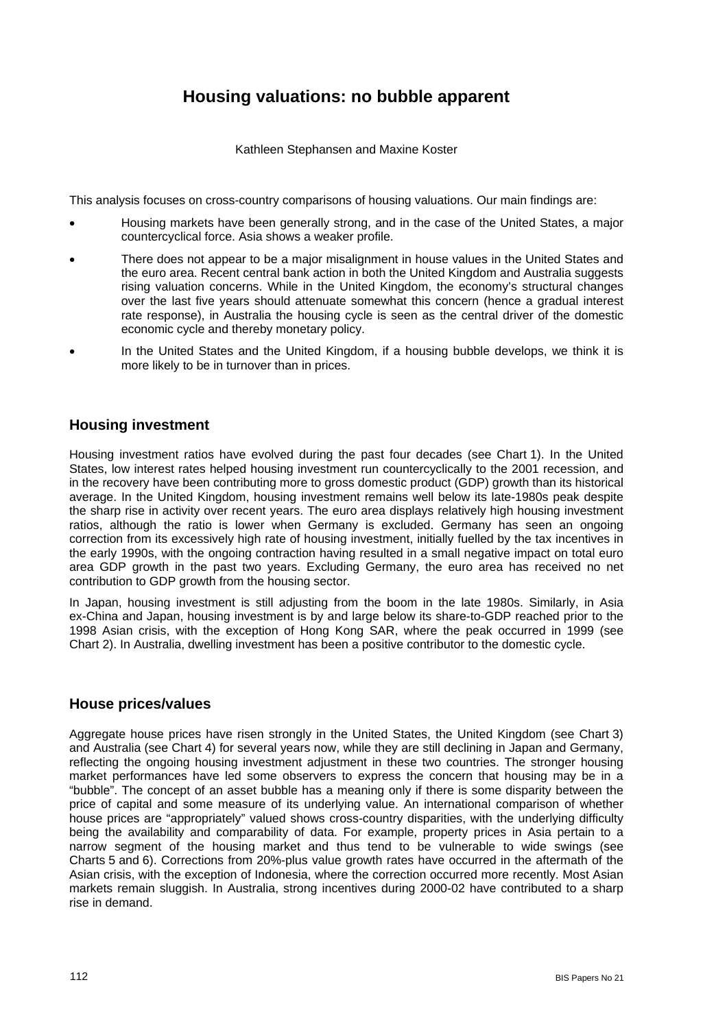# Housing valuations: no bubble apparent

Kathleen Stephansen and Maxine Koster

This analysis focuses on cross-country comparisons of housing valuations. Our main findings are:

- Housing markets have been generally strong, and in the case of the United States, a major countercyclical force. Asia shows a weaker profile.
- There does not appear to be a major misalignment in house values in the United States and the euro area. Recent central bank action in both the United Kingdom and Australia suggests rising valuation concerns. While in the United Kingdom, the economy's structural changes over the last five years should attenuate somewhat this concern (hence a gradual interest rate response), in Australia the housing cycle is seen as the central driver of the domestic economic cycle and thereby monetary policy.
- In the United States and the United Kingdom, if a housing bubble develops, we think it is more likely to be in turnover than in prices.

## Housing investment

Housing investment ratios have evolved during the past four decades (see Chart 1). In the United States, low interest rates helped housing investment run countercyclically to the 2001 recession, and in the recovery have been contributing more to gross domestic product (GDP) growth than its historical average. In the United Kingdom, housing investment remains well below its late-1980s peak despite the sharp rise in activity over recent years. The euro area displays relatively high housing investment ratios, although the ratio is lower when Germany is excluded. Germany has seen an ongoing correction from its excessively high rate of housing investment, initially fuelled by the tax incentives in the early 1990s, with the ongoing contraction having resulted in a small negative impact on total euro area GDP growth in the past two years. Excluding Germany, the euro area has received no net contribution to GDP growth from the housing sector.

In Japan, housing investment is still adjusting from the boom in the late 1980s. Similarly, in Asia ex-China and Japan, housing investment is by and large below its share-to-GDP reached prior to the 1998 Asian crisis, with the exception of Hong Kong SAR, where the peak occurred in 1999 (see Chart 2). In Australia, dwelling investment has been a positive contributor to the domestic cycle.

## House prices/values

Aggregate house prices have risen strongly in the United States, the United Kingdom (see Chart 3) and Australia (see Chart 4) for several years now, while they are still declining in Japan and Germany, reflecting the ongoing housing investment adjustment in these two countries. The stronger housing market performances have led some observers to express the concern that housing may be in a "bubble". The concept of an asset bubble has a meaning only if there is some disparity between the price of capital and some measure of its underlying value. An international comparison of whether house prices are "appropriately" valued shows cross-country disparities, with the underlying difficulty being the availability and comparability of data. For example, property prices in Asia pertain to a narrow segment of the housing market and thus tend to be vulnerable to wide swings (see Charts 5 and 6). Corrections from 20%-plus value growth rates have occurred in the aftermath of the Asian crisis, with the exception of Indonesia, where the correction occurred more recently. Most Asian markets remain sluggish. In Australia, strong incentives during 2000-02 have contributed to a sharp rise in demand.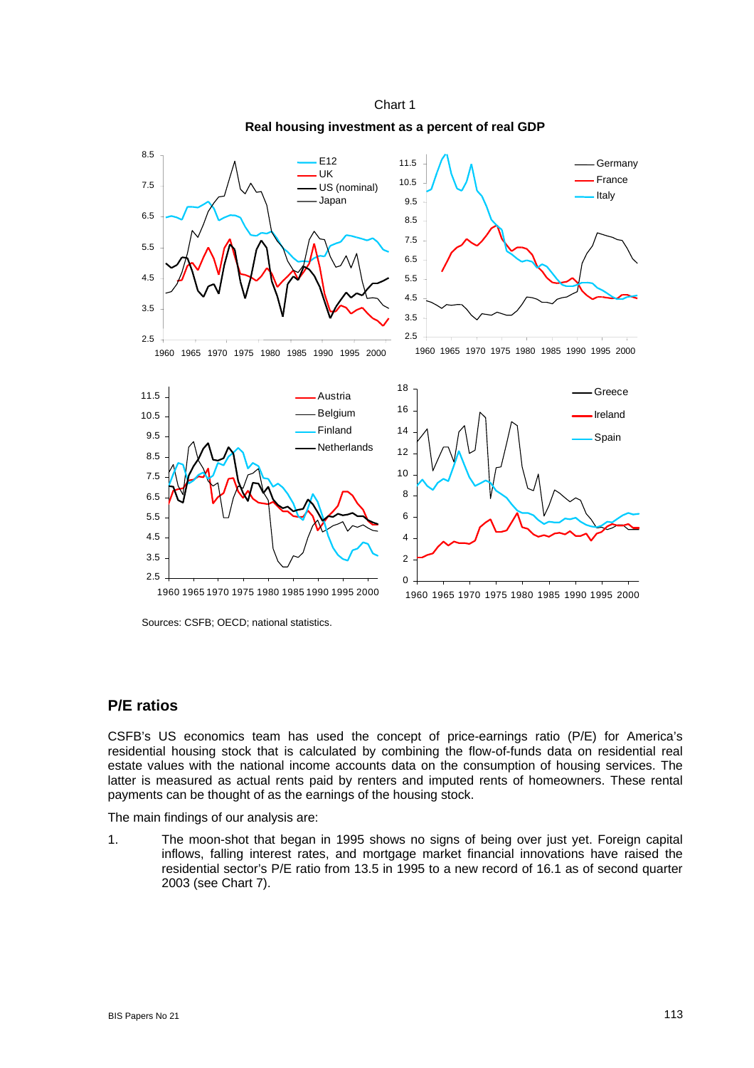Chart 1

**Real housing investment as a percent of real GDP**

Sources: CSFB; OECD; national statistics.

## P/E ratios

CSFB's US economics team has used the concept of price-earnings ratio (P/E) for America's residential housing stock that is calculated by combining the flow-of-funds data on residential real estate values with the national income accounts data on the consumption of housing services. The latter is measured as actual rents paid by renters and imputed rents of homeowners. These rental payments can be thought of as the earnings of the housing stock.

The main findings of our analysis are:

1. The moon-shot that began in 1995 shows no signs of being over just yet. Foreign capital inflows, falling interest rates, and mortgage market financial innovations have raised the residential sector's P/E ratio from 13.5 in 1995 to a new record of 16.1 as of second quarter 2003 (see Chart 7).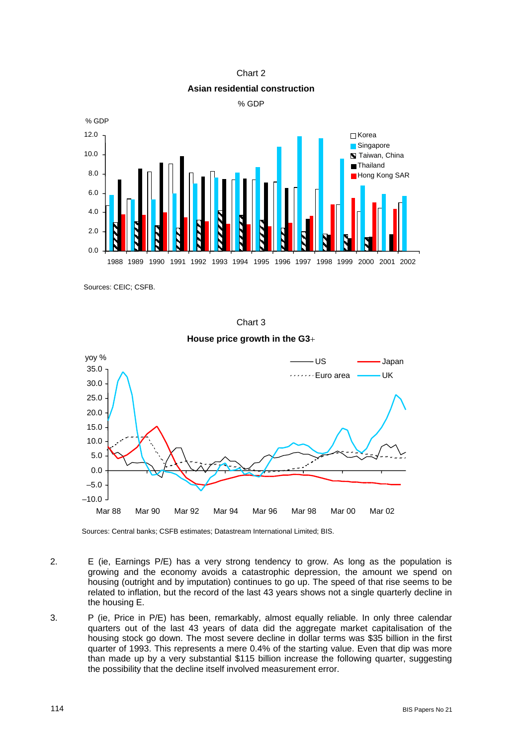Chart 2

**Asian residential construction**

% GDP

Sources: CEIC; CSFB.

Chart 3

**House price growth in the G3+**

Sources: Central banks; CSFB estimates; Datastream International Limited; BIS.

2. E (ie, Earnings P/E) has a very strong tendency to grow. As long as the population is growing and the economy avoids a catastrophic depression, the amount we spend on housing (outright and by imputation) continues to go up. The speed of that rise seems to be related to inflation, but the record of the last 43 years shows not a single quarterly decline in the housing E.

3. P (ie, Price in P/E) has been, remarkably, almost equally reliable. In only three calendar quarters out of the last 43 years of data did the aggregate market capitalisation of the housing stock go down. The most severe decline in dollar terms was $35 billion in the first quarter of 1993. This represents a mere 0.4% of the starting value. Even that dip was more than made up by a very substantial $115 billion increase the following quarter, suggesting the possibility that the decline itself involved measurement error.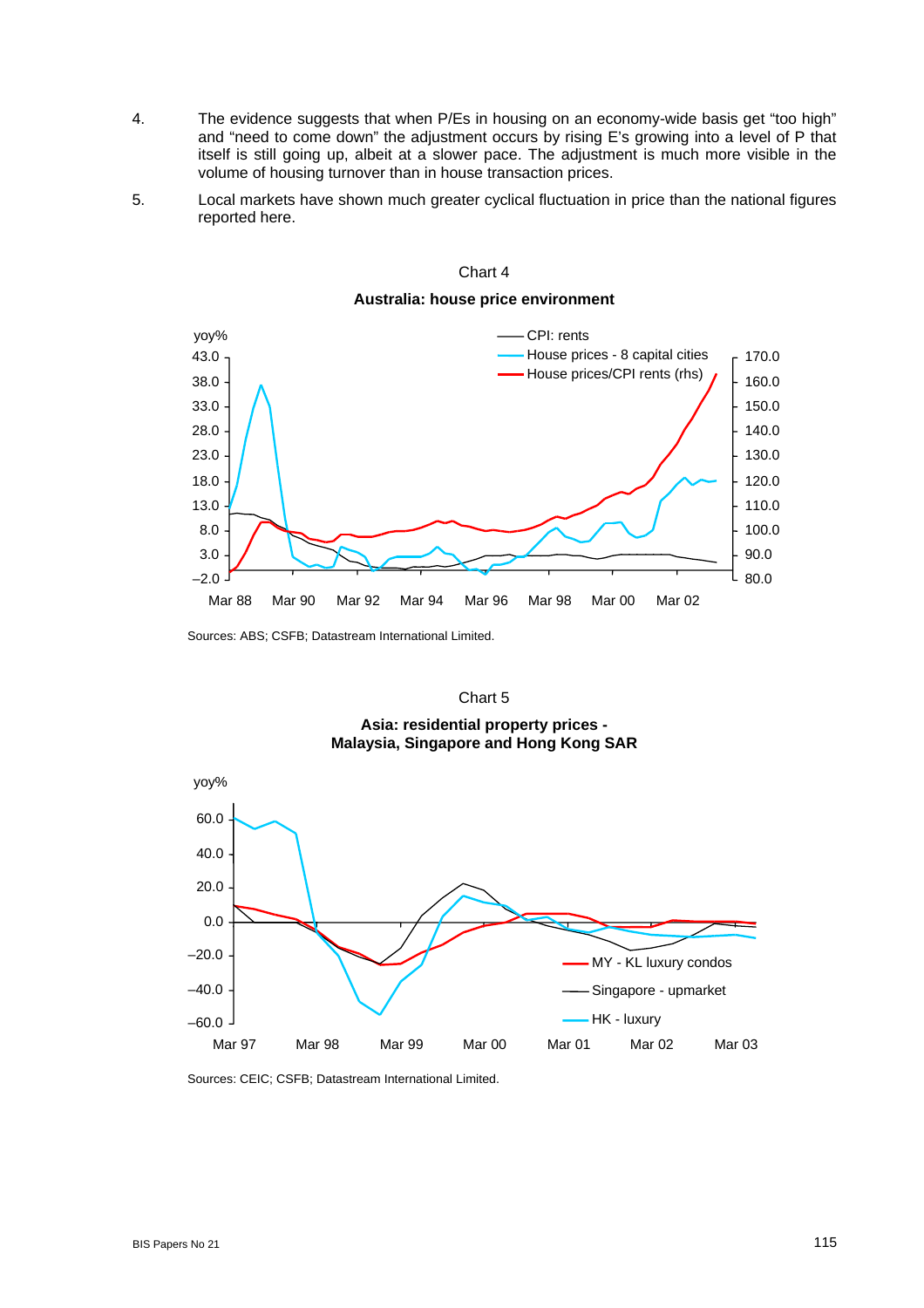4. The evidence suggests that when P/Es in housing on an economy-wide basis get “too high” and “need to come down” the adjustment occurs by rising E’s growing into a level of P that itself is still going up, albeit at a slower pace. The adjustment is much more visible in the volume of housing turnover than in house transaction prices.

5. Local markets have shown much greater cyclical fluctuation in price than the national figures reported here.

Chart 4

**Australia: house price environment**

Sources: ABS; CSFB; Datastream International Limited.

Chart 5

**Asia: residential property prices - Malaysia, Singapore and Hong Kong SAR**

Sources: CEIC; CSFB; Datastream International Limited.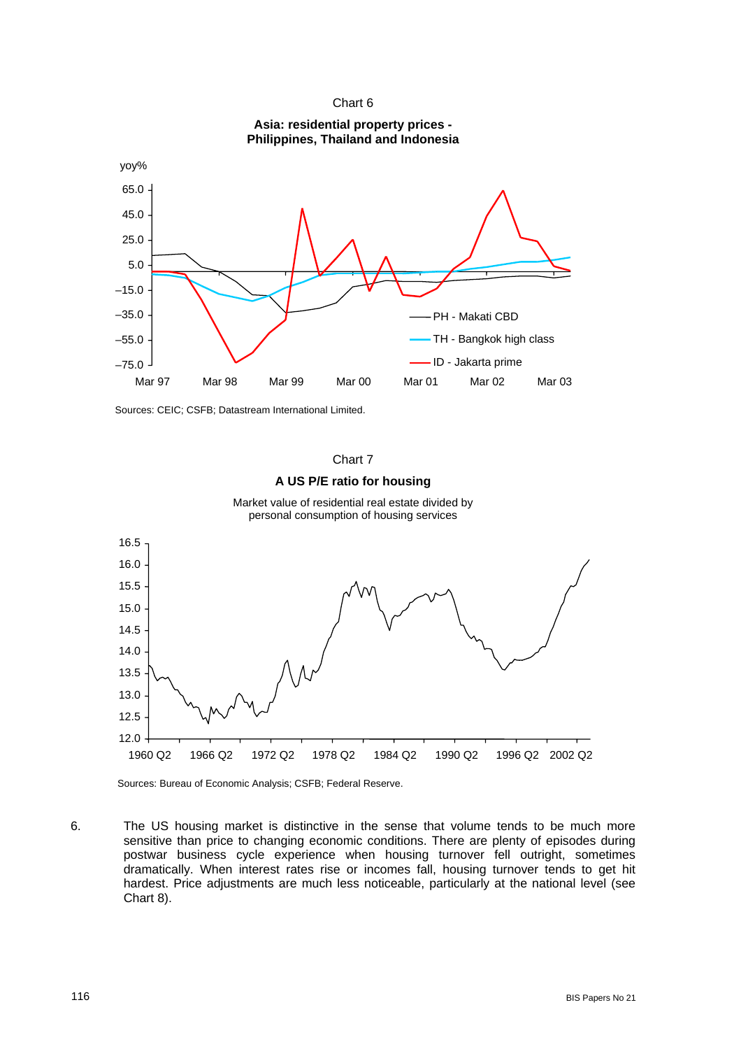Chart 6

**Asia: residential property prices - Philippines, Thailand and Indonesia**

Sources: CEIC; CSFB; Datastream International Limited.

Chart 7

**A US P/E ratio for housing**

Market value of residential real estate divided by personal consumption of housing services

Sources: Bureau of Economic Analysis; CSFB; Federal Reserve.

6. The US housing market is distinctive in the sense that volume tends to be much more sensitive than price to changing economic conditions. There are plenty of episodes during postwar business cycle experience when housing turnover fell outright, sometimes dramatically. When interest rates rise or incomes fall, housing turnover tends to get hit hardest. Price adjustments are much less noticeable, particularly at the national level (see Chart 8).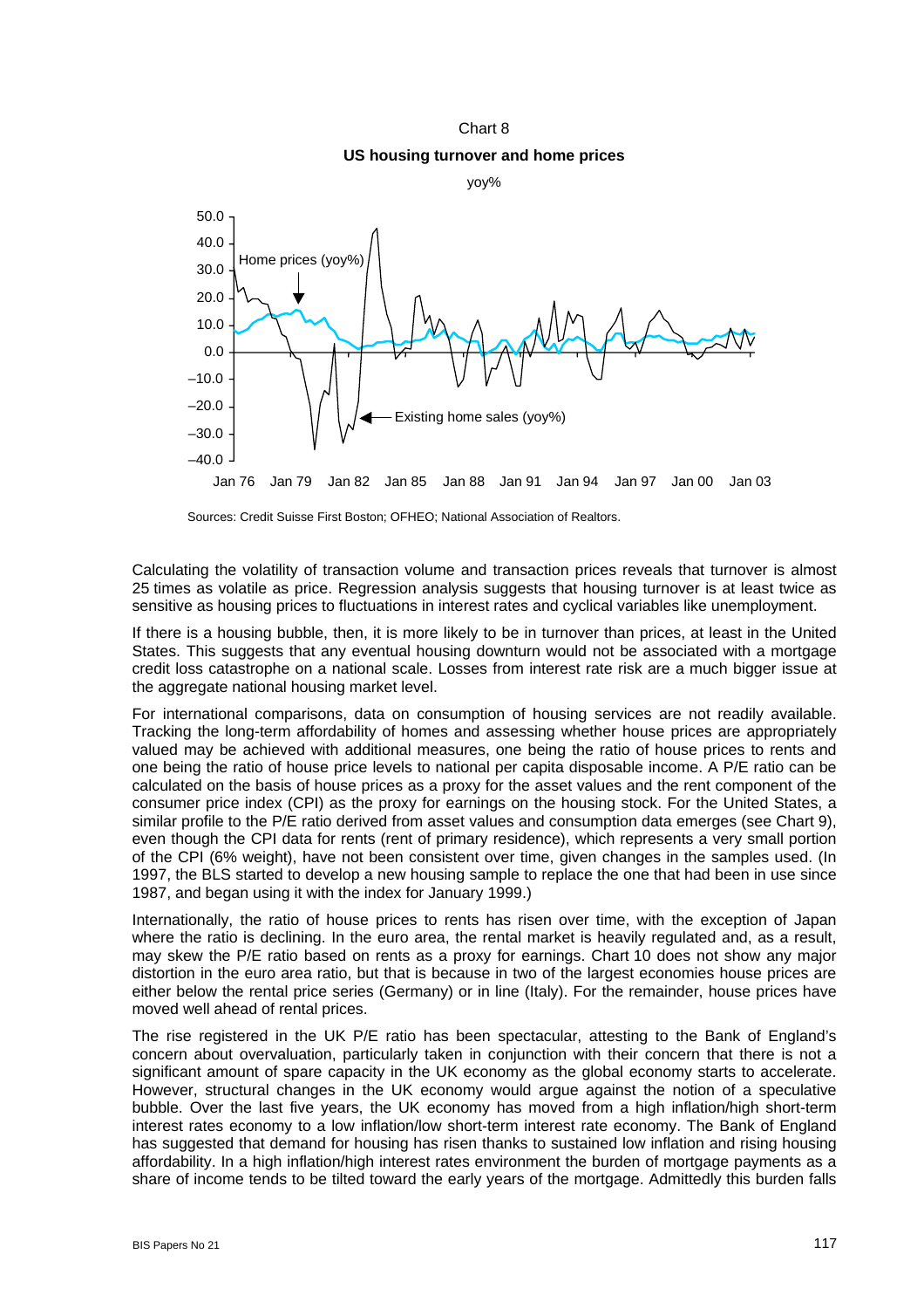Chart 8

**US housing turnover and home prices**

yoy%

Sources: Credit Suisse First Boston; OFHEO; National Association of Realtors.

Calculating the volatility of transaction volume and transaction prices reveals that turnover is almost 25 times as volatile as price. Regression analysis suggests that housing turnover is at least twice as sensitive as housing prices to fluctuations in interest rates and cyclical variables like unemployment.

If there is a housing bubble, then, it is more likely to be in turnover than prices, at least in the United States. This suggests that any eventual housing downturn would not be associated with a mortgage credit loss catastrophe on a national scale. Losses from interest rate risk are a much bigger issue at the aggregate national housing market level.

For international comparisons, data on consumption of housing services are not readily available. Tracking the long-term affordability of homes and assessing whether house prices are appropriately valued may be achieved with additional measures, one being the ratio of house prices to rents and one being the ratio of house price levels to national per capita disposable income. A P/E ratio can be calculated on the basis of house prices as a proxy for the asset values and the rent component of the consumer price index (CPI) as the proxy for earnings on the housing stock. For the United States, a similar profile to the P/E ratio derived from asset values and consumption data emerges (see Chart 9), even though the CPI data for rents (rent of primary residence), which represents a very small portion of the CPI (6% weight), have not been consistent over time, given changes in the samples used. (In 1997, the BLS started to develop a new housing sample to replace the one that had been in use since 1987, and began using it with the index for January 1999.)

Internationally, the ratio of house prices to rents has risen over time, with the exception of Japan where the ratio is declining. In the euro area, the rental market is heavily regulated and, as a result, may skew the P/E ratio based on rents as a proxy for earnings. Chart 10 does not show any major distortion in the euro area ratio, but that is because in two of the largest economies house prices are either below the rental price series (Germany) or in line (Italy). For the remainder, house prices have moved well ahead of rental prices.

The rise registered in the UK P/E ratio has been spectacular, attesting to the Bank of England's concern about overvaluation, particularly taken in conjunction with their concern that there is not a significant amount of spare capacity in the UK economy as the global economy starts to accelerate. However, structural changes in the UK economy would argue against the notion of a speculative bubble. Over the last five years, the UK economy has moved from a high inflation/high short-term interest rates economy to a low inflation/low short-term interest rate economy. The Bank of England has suggested that demand for housing has risen thanks to sustained low inflation and rising housing affordability. In a high inflation/high interest rates environment the burden of mortgage payments as a share of income tends to be tilted toward the early years of the mortgage. Admittedly this burden falls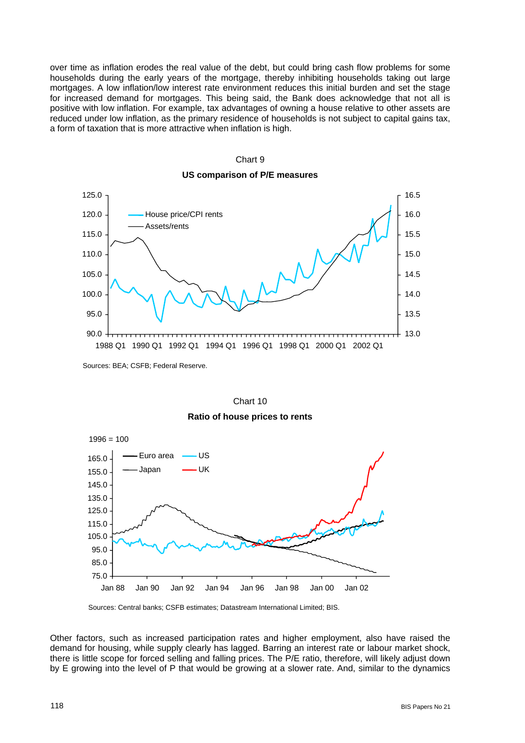over time as inflation erodes the real value of the debt, but could bring cash flow problems for some households during the early years of the mortgage, thereby inhibiting households taking out large mortgages. A low inflation/low interest rate environment reduces this initial burden and set the stage for increased demand for mortgages. This being said, the Bank does acknowledge that not all is positive with low inflation. For example, tax advantages of owning a house relative to other assets are reduced under low inflation, as the primary residence of households is not subject to capital gains tax, a form of taxation that is more attractive when inflation is high.

Chart 9

**US comparison of P/E measures**

Sources: BEA; CSFB; Federal Reserve.

Chart 10

**Ratio of house prices to rents**

Sources: Central banks; CSFB estimates; Datastream International Limited; BIS.

Other factors, such as increased participation rates and higher employment, also have raised the demand for housing, while supply clearly has lagged. Barring an interest rate or labour market shock, there is little scope for forced selling and falling prices. The P/E ratio, therefore, will likely adjust down by E growing into the level of P that would be growing at a slower rate. And, similar to the dynamics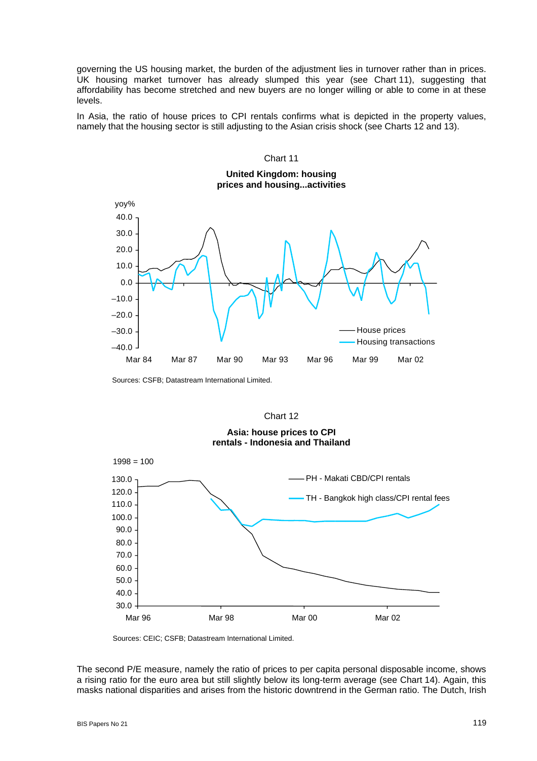governing the US housing market, the burden of the adjustment lies in turnover rather than in prices. UK housing market turnover has already slumped this year (see Chart 11), suggesting that affordability has become stretched and new buyers are no longer willing or able to come in at these levels.

In Asia, the ratio of house prices to CPI rentals confirms what is depicted in the property values, namely that the housing sector is still adjusting to the Asian crisis shock (see Charts 12 and 13).

Chart 11

**United Kingdom: housing prices and housing...activities**

Sources: CSFB; Datastream International Limited.

Chart 12

**Asia: house prices to CPI rentals - Indonesia and Thailand**

Sources: CEIC; CSFB; Datastream International Limited.

The second P/E measure, namely the ratio of prices to per capita personal disposable income, shows a rising ratio for the euro area but still slightly below its long-term average (see Chart 14). Again, this masks national disparities and arises from the historic downtrend in the German ratio. The Dutch, Irish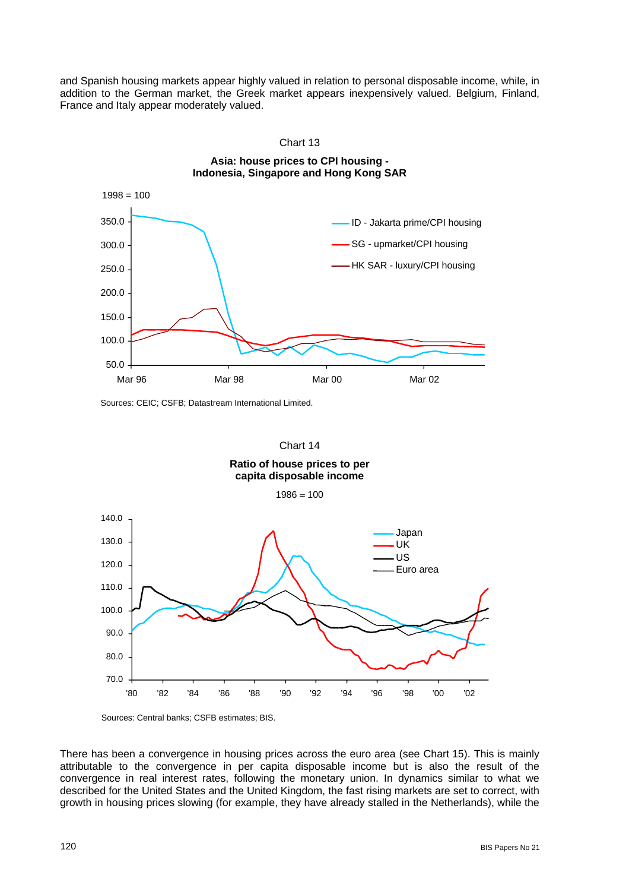and Spanish housing markets appear highly valued in relation to personal disposable income, while, in addition to the German market, the Greek market appears inexpensively valued. Belgium, Finland, France and Italy appear moderately valued.

Chart 13

**Asia: house prices to CPI housing - Indonesia, Singapore and Hong Kong SAR**

1998 = 100

Sources: CEIC; CSFB; Datastream International Limited.

Chart 14

**Ratio of house prices to per capita disposable income**

1986 = 100

Sources: Central banks; CSFB estimates; BIS.

There has been a convergence in housing prices across the euro area (see Chart 15). This is mainly attributable to the convergence in per capita disposable income but is also the result of the convergence in real interest rates, following the monetary union. In dynamics similar to what we described for the United States and the United Kingdom, the fast rising markets are set to correct, with growth in housing prices slowing (for example, they have already stalled in the Netherlands), while the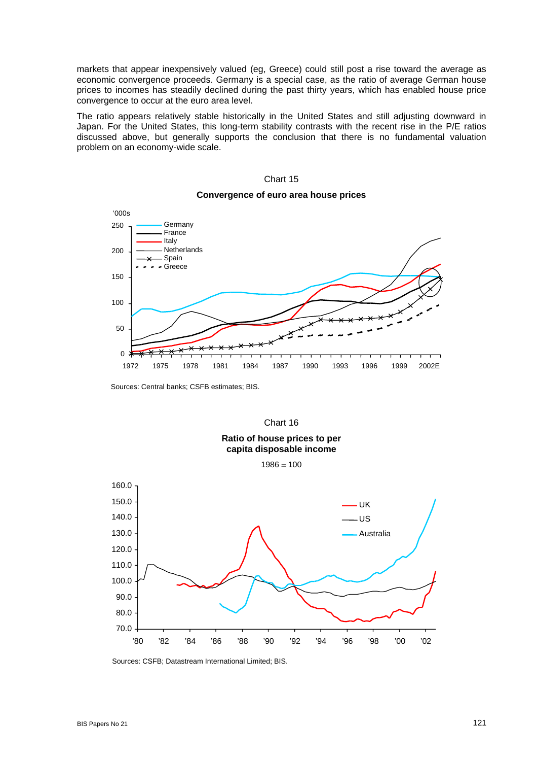markets that appear inexpensively valued (eg, Greece) could still post a rise toward the average as economic convergence proceeds. Germany is a special case, as the ratio of average German house prices to incomes has steadily declined during the past thirty years, which has enabled house price convergence to occur at the euro area level.

The ratio appears relatively stable historically in the United States and still adjusting downward in Japan. For the United States, this long-term stability contrasts with the recent rise in the P/E ratios discussed above, but generally supports the conclusion that there is no fundamental valuation problem on an economy-wide scale.

Chart 15

**Convergence of euro area house prices**

Sources: Central banks; CSFB estimates; BIS.

Chart 16

**Ratio of house prices to per capita disposable income**

1986 = 100

Sources: CSFB; Datastream International Limited; BIS.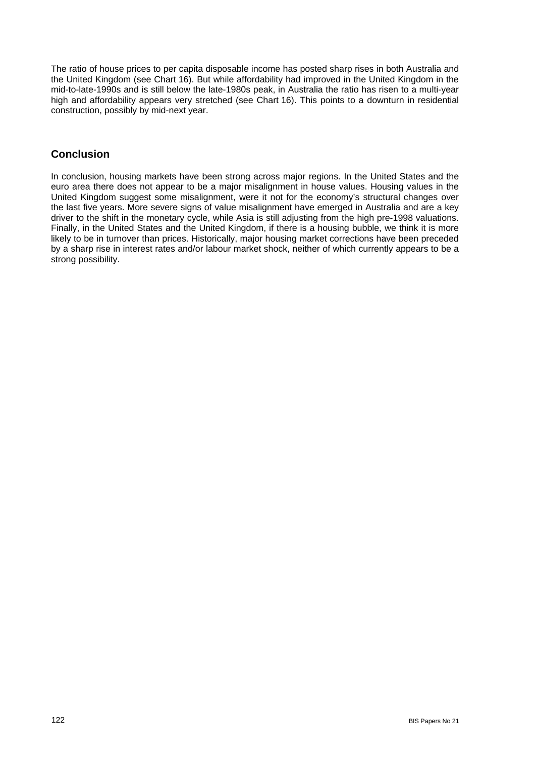The ratio of house prices to per capita disposable income has posted sharp rises in both Australia and the United Kingdom (see Chart 16). But while affordability had improved in the United Kingdom in the mid-to-late-1990s and is still below the late-1980s peak, in Australia the ratio has risen to a multi-year high and affordability appears very stretched (see Chart 16). This points to a downturn in residential construction, possibly by mid-next year.

## Conclusion

In conclusion, housing markets have been strong across major regions. In the United States and the euro area there does not appear to be a major misalignment in house values. Housing values in the United Kingdom suggest some misalignment, were it not for the economy's structural changes over the last five years. More severe signs of value misalignment have emerged in Australia and are a key driver to the shift in the monetary cycle, while Asia is still adjusting from the high pre-1998 valuations. Finally, in the United States and the United Kingdom, if there is a housing bubble, we think it is more likely to be in turnover than prices. Historically, major housing market corrections have been preceded by a sharp rise in interest rates and/or labour market shock, neither of which currently appears to be a strong possibility.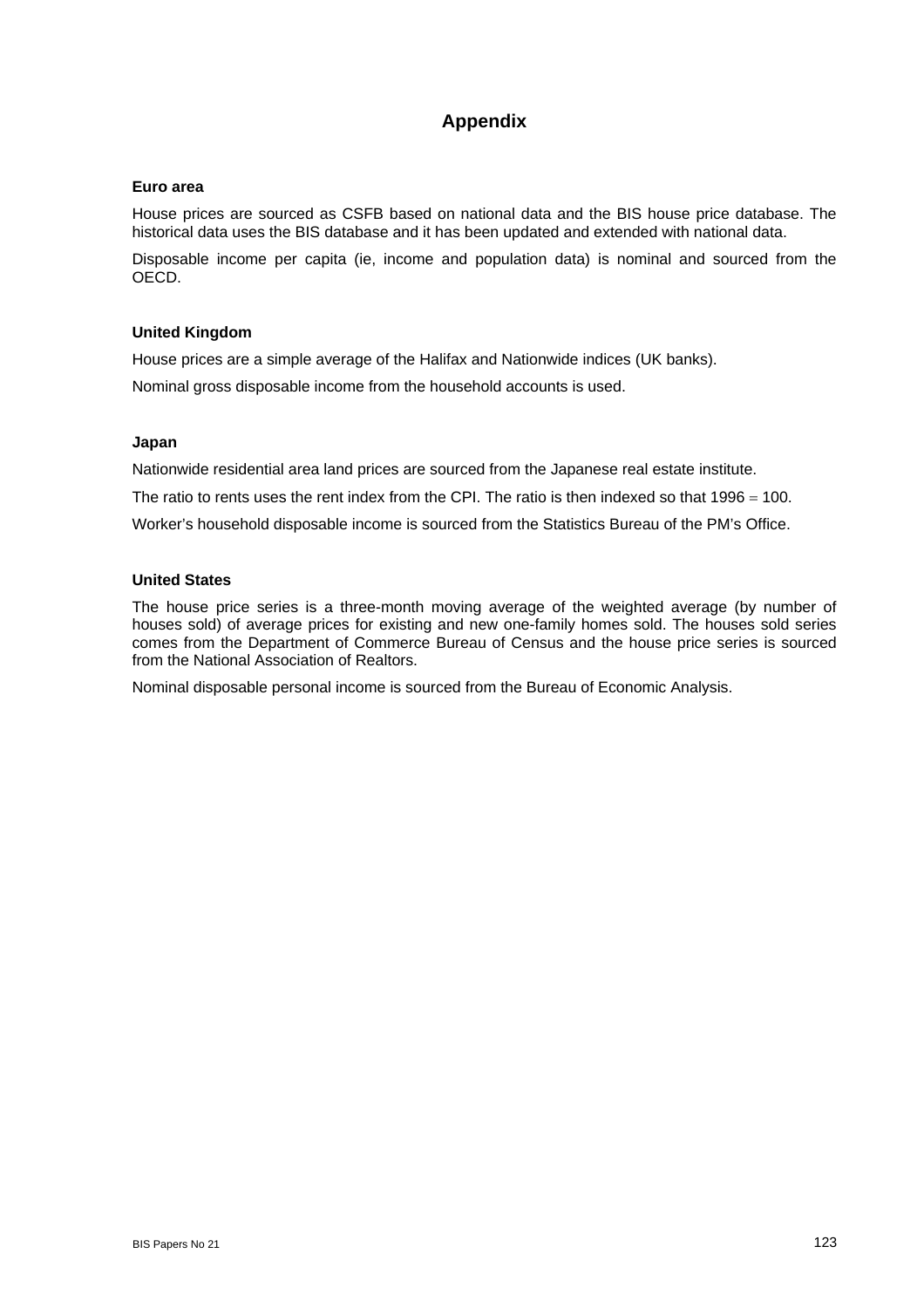## Appendix

### Euro area

House prices are sourced as CSFB based on national data and the BIS house price database. The historical data uses the BIS database and it has been updated and extended with national data.

Disposable income per capita (ie, income and population data) is nominal and sourced from the OECD.

### United Kingdom

House prices are a simple average of the Halifax and Nationwide indices (UK banks).

Nominal gross disposable income from the household accounts is used.

### Japan

Nationwide residential area land prices are sourced from the Japanese real estate institute.

The ratio to rents uses the rent index from the CPI. The ratio is then indexed so that 1996 = 100.

Worker's household disposable income is sourced from the Statistics Bureau of the PM's Office.

### United States

The house price series is a three-month moving average of the weighted average (by number of houses sold) of average prices for existing and new one-family homes sold. The houses sold series comes from the Department of Commerce Bureau of Census and the house price series is sourced from the National Association of Realtors.

Nominal disposable personal income is sourced from the Bureau of Economic Analysis.